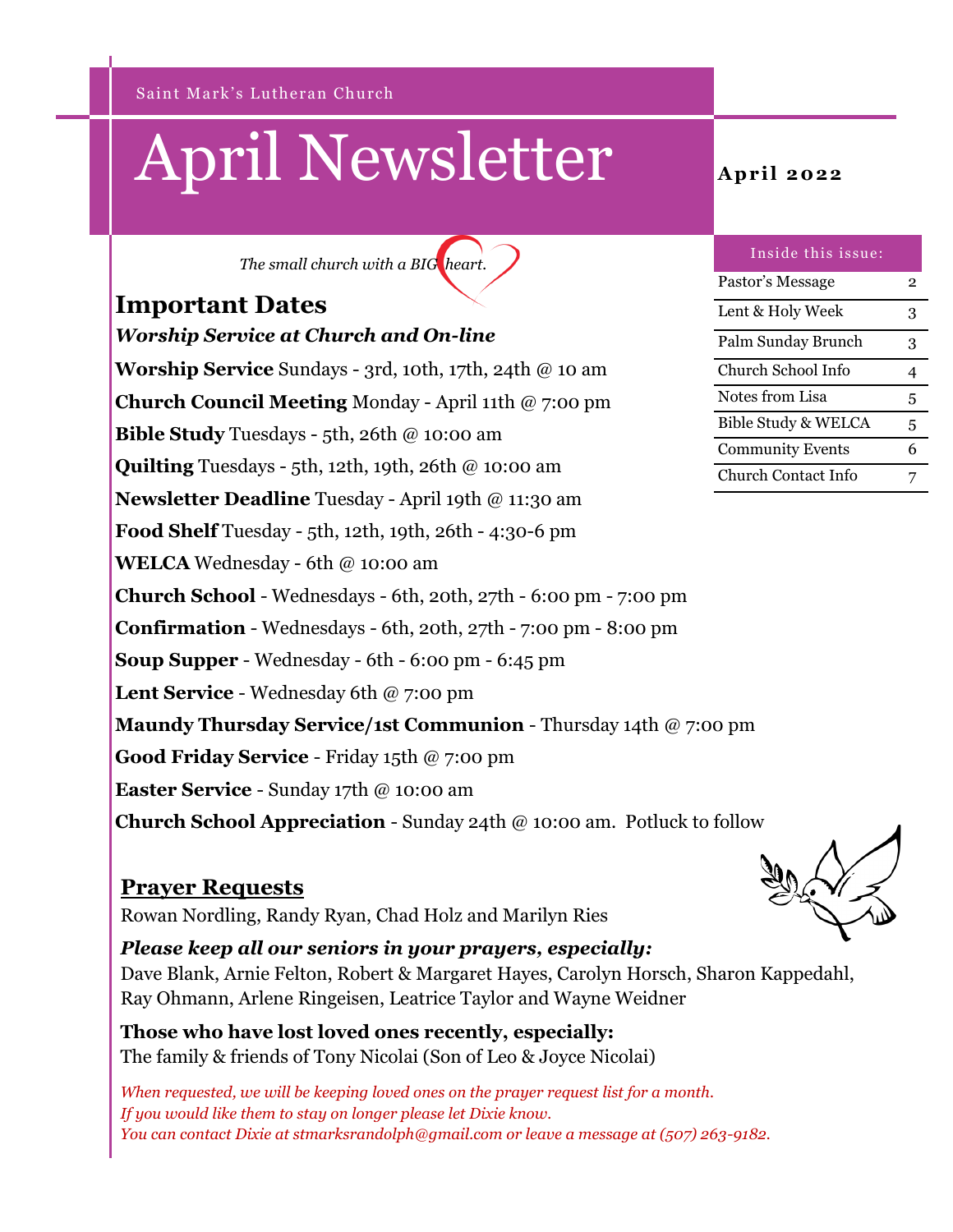Saint Mark's Lutheran Church

# April Newsletter

**April 2022**

*The small church with a BIG heart.*

| Inside this issue: | |
|---|---|
| Pastor's Message | 2 |
| Lent & Holy Week | 3 |
| Palm Sunday Brunch | 3 |
| Church School Info | 4 |
| Notes from Lisa | 5 |
| Bible Study & WELCA | 5 |
| Community Events | 6 |
| Church Contact Info | 7 |

## Important Dates

***Worship Service at Church and On-line***

**Worship Service** Sundays - 3rd, 10th, 17th, 24th @ 10 am

**Church Council Meeting** Monday - April 11th @ 7:00 pm

**Bible Study** Tuesdays - 5th, 26th @ 10:00 am

**Quilting** Tuesdays - 5th, 12th, 19th, 26th @ 10:00 am

**Newsletter Deadline** Tuesday - April 19th @ 11:30 am

**Food Shelf** Tuesday - 5th, 12th, 19th, 26th - 4:30-6 pm

**WELCA** Wednesday - 6th @ 10:00 am

**Church School** - Wednesdays - 6th, 20th, 27th - 6:00 pm - 7:00 pm

**Confirmation** - Wednesdays - 6th, 20th, 27th - 7:00 pm - 8:00 pm

**Soup Supper** - Wednesday - 6th - 6:00 pm - 6:45 pm

**Lent Service** - Wednesday 6th @ 7:00 pm

**Maundy Thursday Service/1st Communion** - Thursday 14th @ 7:00 pm

**Good Friday Service** - Friday 15th @ 7:00 pm

**Easter Service** - Sunday 17th @ 10:00 am

**Church School Appreciation** - Sunday 24th @ 10:00 am. Potluck to follow

## Prayer Requests

Rowan Nordling, Randy Ryan, Chad Holz and Marilyn Ries

***Please keep all our seniors in your prayers, especially:***
Dave Blank, Arnie Felton, Robert & Margaret Hayes, Carolyn Horsch, Sharon Kappedahl, Ray Ohmann, Arlene Ringeisen, Leatrice Taylor and Wayne Weidner

**Those who have lost loved ones recently, especially:**
The family & friends of Tony Nicolai (Son of Leo & Joyce Nicolai)

*When requested, we will be keeping loved ones on the prayer request list for a month. If you would like them to stay on longer please let Dixie know. You can contact Dixie at stmarksrandolph@gmail.com or leave a message at (507) 263-9182.*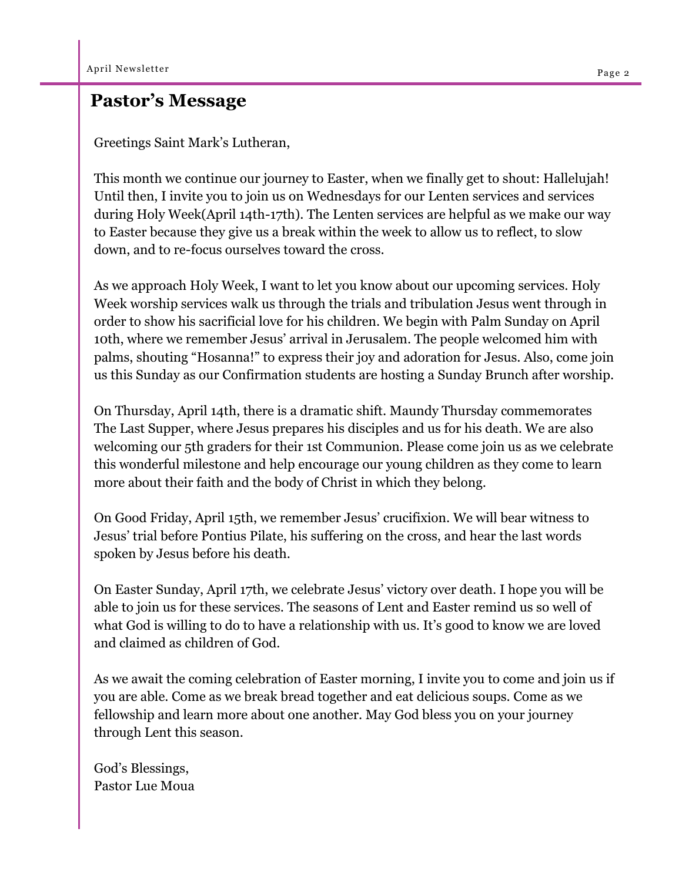## Pastor's Message

Greetings Saint Mark's Lutheran,

This month we continue our journey to Easter, when we finally get to shout: Hallelujah! Until then, I invite you to join us on Wednesdays for our Lenten services and services during Holy Week(April 14th-17th). The Lenten services are helpful as we make our way to Easter because they give us a break within the week to allow us to reflect, to slow down, and to re-focus ourselves toward the cross.

As we approach Holy Week, I want to let you know about our upcoming services. Holy Week worship services walk us through the trials and tribulation Jesus went through in order to show his sacrificial love for his children. We begin with Palm Sunday on April 10th, where we remember Jesus' arrival in Jerusalem. The people welcomed him with palms, shouting "Hosanna!" to express their joy and adoration for Jesus. Also, come join us this Sunday as our Confirmation students are hosting a Sunday Brunch after worship.

On Thursday, April 14th, there is a dramatic shift. Maundy Thursday commemorates The Last Supper, where Jesus prepares his disciples and us for his death. We are also welcoming our 5th graders for their 1st Communion. Please come join us as we celebrate this wonderful milestone and help encourage our young children as they come to learn more about their faith and the body of Christ in which they belong.

On Good Friday, April 15th, we remember Jesus' crucifixion. We will bear witness to Jesus' trial before Pontius Pilate, his suffering on the cross, and hear the last words spoken by Jesus before his death.

On Easter Sunday, April 17th, we celebrate Jesus' victory over death. I hope you will be able to join us for these services. The seasons of Lent and Easter remind us so well of what God is willing to do to have a relationship with us. It's good to know we are loved and claimed as children of God.

As we await the coming celebration of Easter morning, I invite you to come and join us if you are able. Come as we break bread together and eat delicious soups. Come as we fellowship and learn more about one another. May God bless you on your journey through Lent this season.

God's Blessings,
Pastor Lue Moua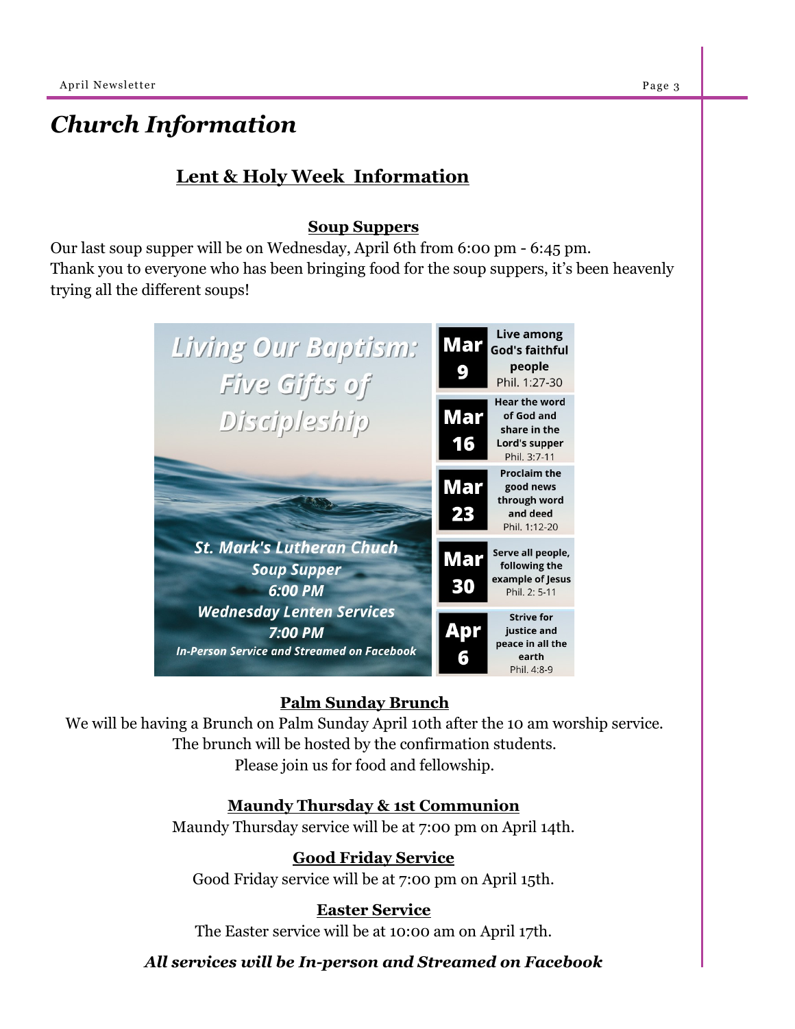# Church Information

## Lent & Holy Week Information

### Soup Suppers

Our last soup supper will be on Wednesday, April 6th from 6:00 pm - 6:45 pm.
Thank you to everyone who has been bringing food for the soup suppers, it's been heavenly trying all the different soups!

***Living Our Baptism: Five Gifts of Discipleship***

***St. Mark's Lutheran Chuch***
***Soup Supper***
***6:00 PM***
***Wednesday Lenten Services***
***7:00 PM***
***In-Person Service and Streamed on Facebook***

| Date | Theme |
|---|---|
| **Mar 9** | **Live among God's faithful people** Phil. 1:27-30 |
| **Mar 16** | **Hear the word of God and share in the Lord's supper** Phil. 3:7-11 |
| **Mar 23** | **Proclaim the good news through word and deed** Phil. 1:12-20 |
| **Mar 30** | **Serve all people, following the example of Jesus** Phil. 2: 5-11 |
| **Apr 6** | **Strive for justice and peace in all the earth** Phil. 4:8-9 |

### Palm Sunday Brunch

We will be having a Brunch on Palm Sunday April 10th after the 10 am worship service.
The brunch will be hosted by the confirmation students.
Please join us for food and fellowship.

### Maundy Thursday & 1st Communion

Maundy Thursday service will be at 7:00 pm on April 14th.

### Good Friday Service

Good Friday service will be at 7:00 pm on April 15th.

### Easter Service

The Easter service will be at 10:00 am on April 17th.

***All services will be In-person and Streamed on Facebook***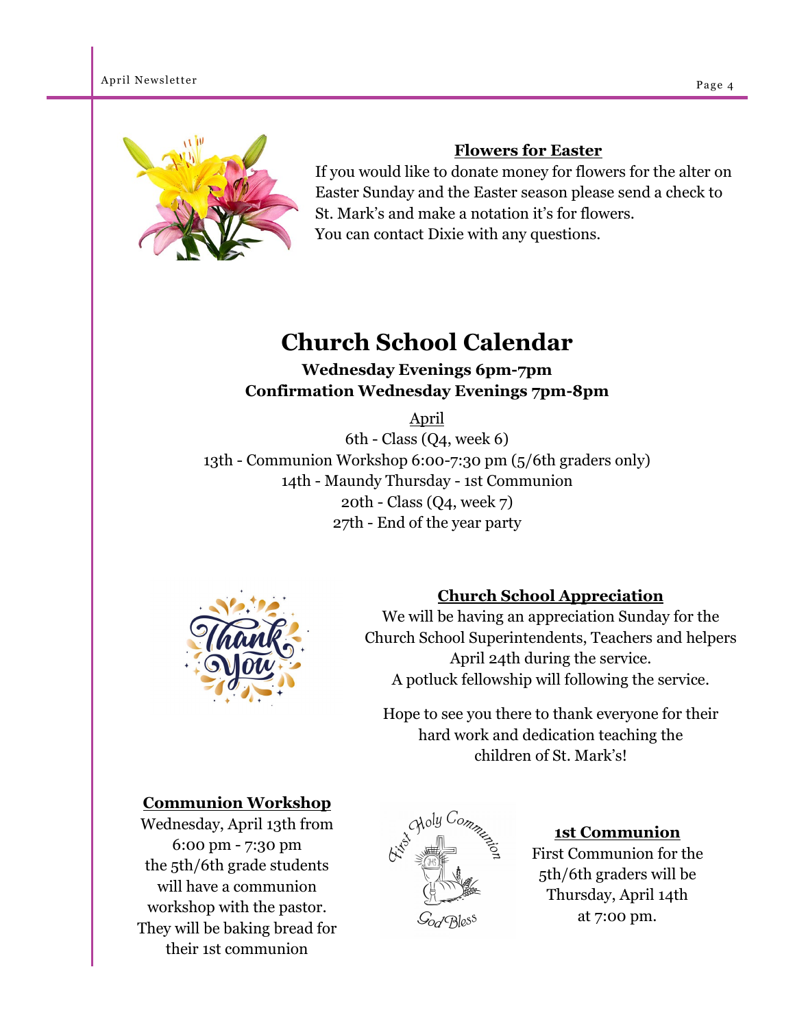### Flowers for Easter

If you would like to donate money for flowers for the alter on Easter Sunday and the Easter season please send a check to St. Mark's and make a notation it's for flowers.
You can contact Dixie with any questions.

## Church School Calendar

**Wednesday Evenings 6pm-7pm**
**Confirmation Wednesday Evenings 7pm-8pm**

April

6th - Class (Q4, week 6)
13th - Communion Workshop 6:00-7:30 pm (5/6th graders only)
14th - Maundy Thursday - 1st Communion
20th - Class (Q4, week 7)
27th - End of the year party

### Church School Appreciation

We will be having an appreciation Sunday for the Church School Superintendents, Teachers and helpers April 24th during the service.
A potluck fellowship will following the service.

Hope to see you there to thank everyone for their hard work and dedication teaching the children of St. Mark's!

### Communion Workshop

Wednesday, April 13th from 6:00 pm - 7:30 pm the 5th/6th grade students will have a communion workshop with the pastor. They will be baking bread for their 1st communion

### 1st Communion

First Communion for the 5th/6th graders will be Thursday, April 14th at 7:00 pm.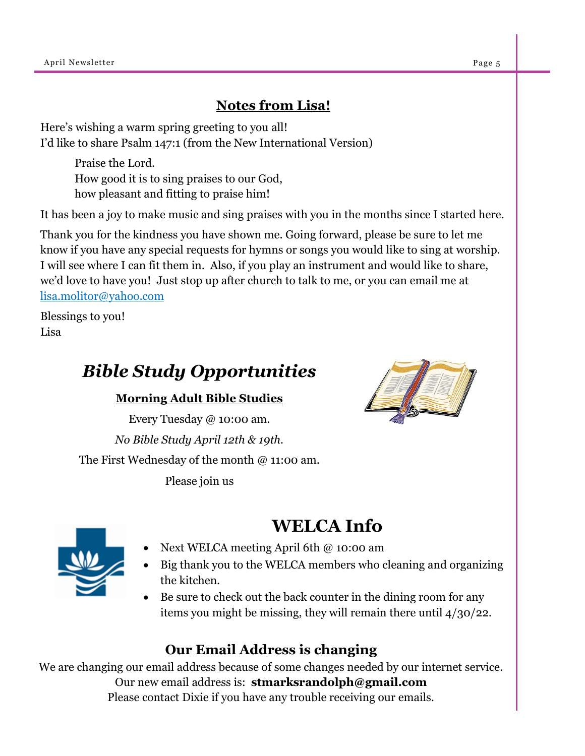## Notes from Lisa!

Here's wishing a warm spring greeting to you all!
I'd like to share Psalm 147:1 (from the New International Version)

> Praise the Lord.
> How good it is to sing praises to our God,
> how pleasant and fitting to praise him!

It has been a joy to make music and sing praises with you in the months since I started here.

Thank you for the kindness you have shown me. Going forward, please be sure to let me know if you have any special requests for hymns or songs you would like to sing at worship. I will see where I can fit them in. Also, if you play an instrument and would like to share, we'd love to have you! Just stop up after church to talk to me, or you can email me at [lisa.molitor@yahoo.com](mailto:lisa.molitor@yahoo.com)

Blessings to you!
Lisa

## *Bible Study Opportunities*

**Morning Adult Bible Studies**

Every Tuesday @ 10:00 am.

*No Bible Study April 12th & 19th.*

The First Wednesday of the month @ 11:00 am.

Please join us

## WELCA Info

- Next WELCA meeting April 6th @ 10:00 am
- Big thank you to the WELCA members who cleaning and organizing the kitchen.
- Be sure to check out the back counter in the dining room for any items you might be missing, they will remain there until 4/30/22.

### Our Email Address is changing

We are changing our email address because of some changes needed by our internet service.
Our new email address is: **stmarksrandolph@gmail.com**
Please contact Dixie if you have any trouble receiving our emails.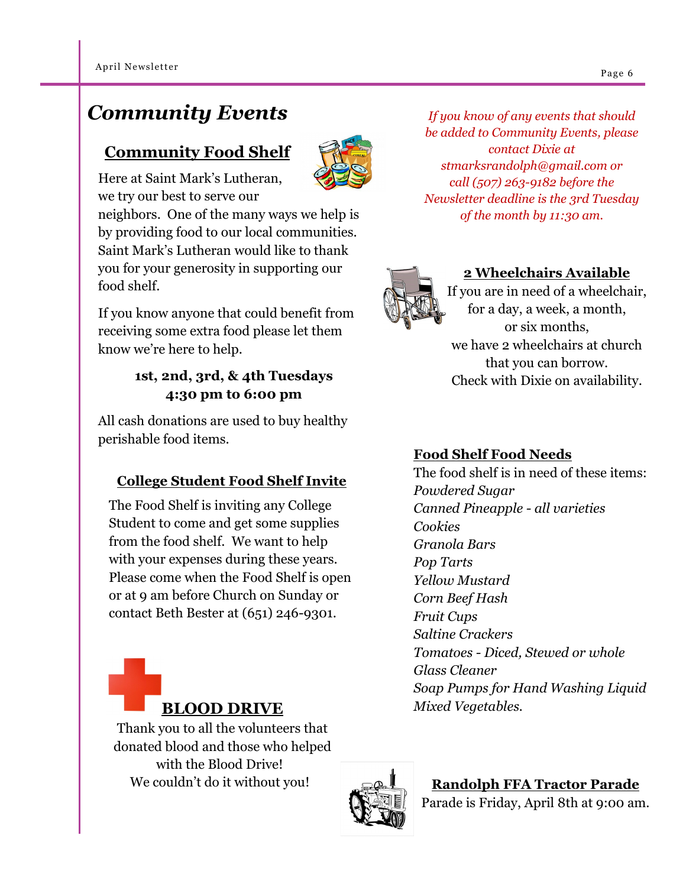# *Community Events*

## Community Food Shelf

Here at Saint Mark's Lutheran, we try our best to serve our neighbors. One of the many ways we help is by providing food to our local communities. Saint Mark's Lutheran would like to thank you for your generosity in supporting our food shelf.

If you know anyone that could benefit from receiving some extra food please let them know we're here to help.

**1st, 2nd, 3rd, & 4th Tuesdays**
**4:30 pm to 6:00 pm**

All cash donations are used to buy healthy perishable food items.

## College Student Food Shelf Invite

The Food Shelf is inviting any College Student to come and get some supplies from the food shelf. We want to help with your expenses during these years. Please come when the Food Shelf is open or at 9 am before Church on Sunday or contact Beth Bester at (651) 246-9301.

## BLOOD DRIVE

Thank you to all the volunteers that donated blood and those who helped with the Blood Drive!
We couldn't do it without you!

*If you know of any events that should be added to Community Events, please contact Dixie at stmarksrandolph@gmail.com or call (507) 263-9182 before the Newsletter deadline is the 3rd Tuesday of the month by 11:30 am.*

## 2 Wheelchairs Available

If you are in need of a wheelchair, for a day, a week, a month, or six months, we have 2 wheelchairs at church that you can borrow.
Check with Dixie on availability.

## Food Shelf Food Needs

The food shelf is in need of these items:

*Powdered Sugar*
*Canned Pineapple - all varieties*
*Cookies*
*Granola Bars*
*Pop Tarts*
*Yellow Mustard*
*Corn Beef Hash*
*Fruit Cups*
*Saltine Crackers*
*Tomatoes - Diced, Stewed or whole*
*Glass Cleaner*
*Soap Pumps for Hand Washing Liquid*
*Mixed Vegetables.*

## Randolph FFA Tractor Parade

Parade is Friday, April 8th at 9:00 am.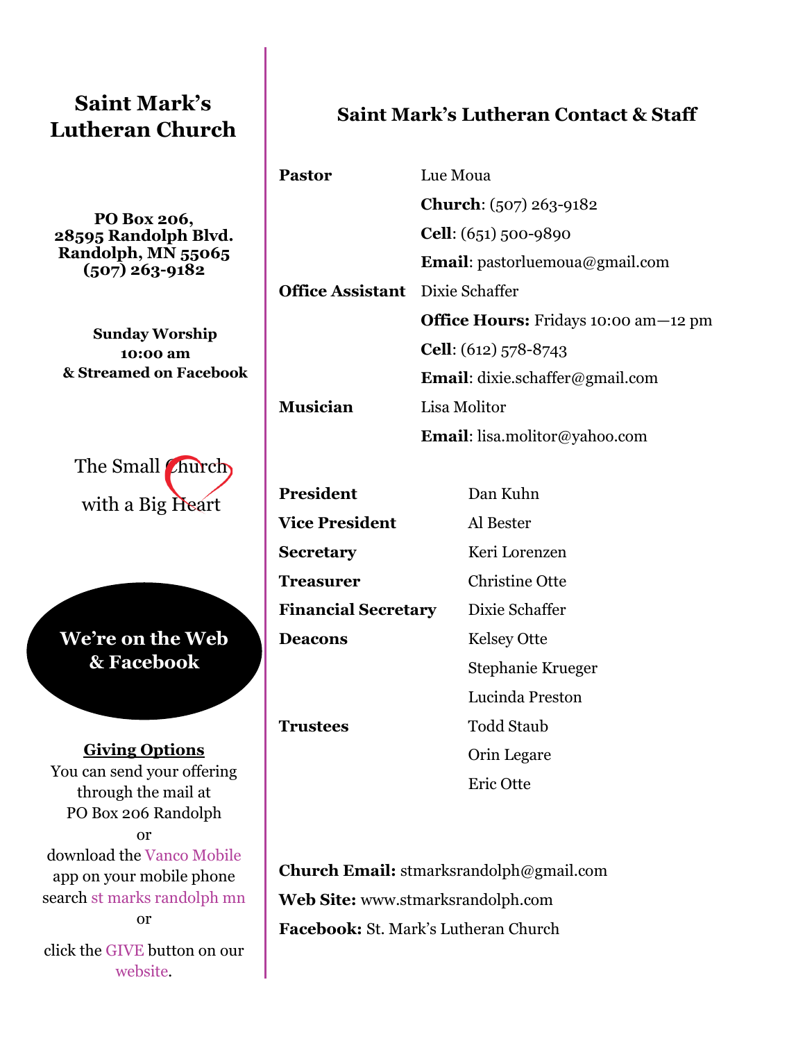## Saint Mark's Lutheran Church

**PO Box 206,**
**28595 Randolph Blvd.**
**Randolph, MN 55065**
**(507) 263-9182**

**Sunday Worship**
**10:00 am**
**& Streamed on Facebook**

The Small Church
with a Big Heart

**We're on the Web & Facebook**

**Giving Options**

You can send your offering through the mail at
PO Box 206 Randolph
or
download the Vanco Mobile app on your mobile phone search st marks randolph mn
or
click the GIVE button on our website.

## Saint Mark's Lutheran Contact & Staff

| | |
|---|---|
| **Pastor** | Lue Moua |
| | **Church**: (507) 263-9182 |
| | **Cell**: (651) 500-9890 |
| | **Email**: pastorluemoua@gmail.com |
| **Office Assistant** | Dixie Schaffer |
| | **Office Hours:** Fridays 10:00 am—12 pm |
| | **Cell**: (612) 578-8743 |
| | **Email**: dixie.schaffer@gmail.com |
| **Musician** | Lisa Molitor |
| | **Email**: lisa.molitor@yahoo.com |

| | |
|---|---|
| **President** | Dan Kuhn |
| **Vice President** | Al Bester |
| **Secretary** | Keri Lorenzen |
| **Treasurer** | Christine Otte |
| **Financial Secretary** | Dixie Schaffer |
| **Deacons** | Kelsey Otte |
| | Stephanie Krueger |
| | Lucinda Preston |
| **Trustees** | Todd Staub |
| | Orin Legare |
| | Eric Otte |

**Church Email:** stmarksrandolph@gmail.com
**Web Site:** www.stmarksrandolph.com
**Facebook:** St. Mark's Lutheran Church